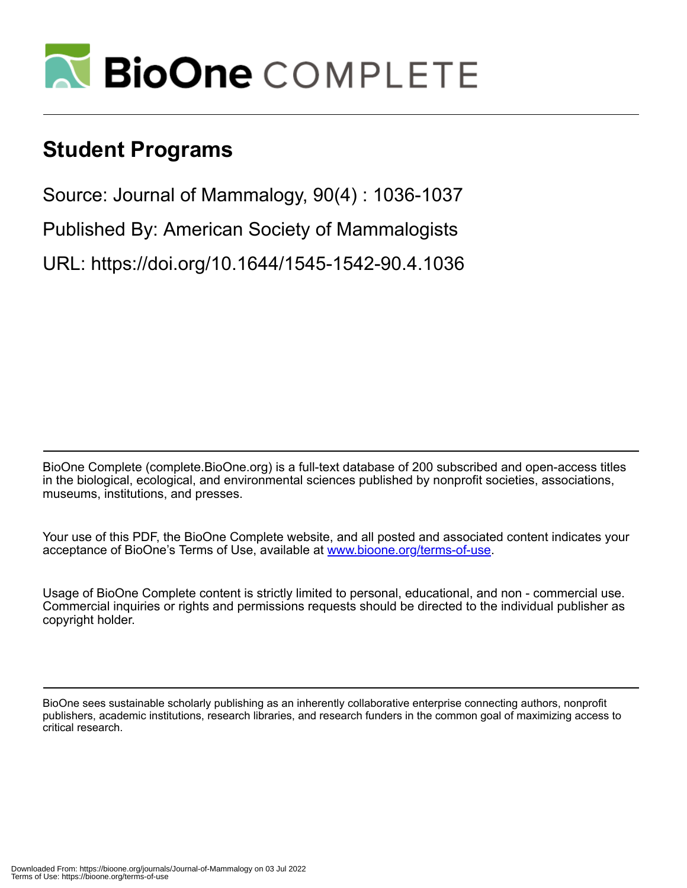# Student Programs

Source: Journal of Mammalogy, 90(4) : 1036-1037

Published By: American Society of Mammalogists

URL: https://doi.org/10.1644/1545-1542-90.4.1036

BioOne Complete (complete.BioOne.org) is a full-text database of 200 subscribed and open-access titles in the biological, ecological, and environmental sciences published by nonprofit societies, associations, museums, institutions, and presses.

Your use of this PDF, the BioOne Complete website, and all posted and associated content indicates your acceptance of BioOne's Terms of Use, available at www.bioone.org/terms-of-use.

Usage of BioOne Complete content is strictly limited to personal, educational, and non - commercial use. Commercial inquiries or rights and permissions requests should be directed to the individual publisher as copyright holder.

BioOne sees sustainable scholarly publishing as an inherently collaborative enterprise connecting authors, nonprofit publishers, academic institutions, research libraries, and research funders in the common goal of maximizing access to critical research.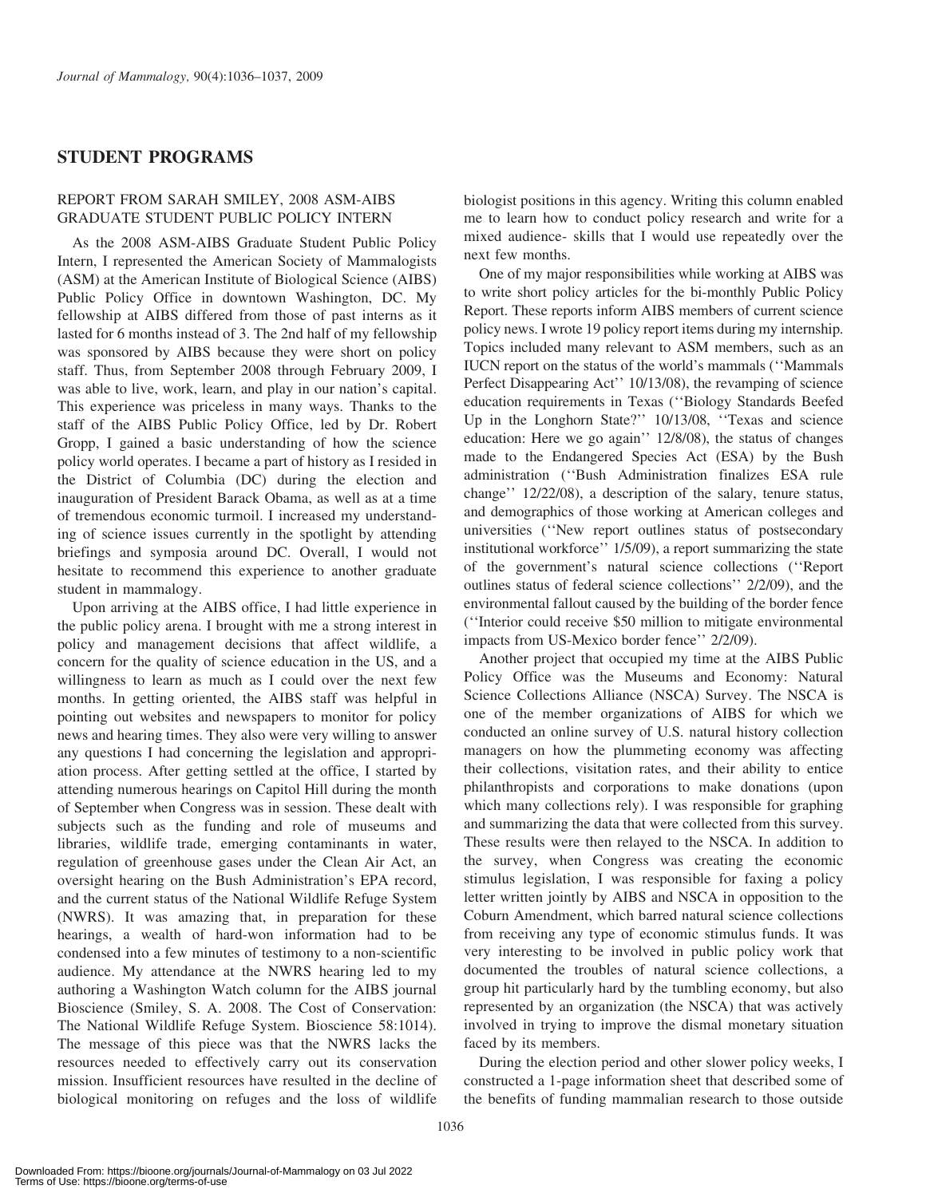## STUDENT PROGRAMS

### REPORT FROM SARAH SMILEY, 2008 ASM-AIBS GRADUATE STUDENT PUBLIC POLICY INTERN

As the 2008 ASM-AIBS Graduate Student Public Policy Intern, I represented the American Society of Mammalogists (ASM) at the American Institute of Biological Science (AIBS) Public Policy Office in downtown Washington, DC. My fellowship at AIBS differed from those of past interns as it lasted for 6 months instead of 3. The 2nd half of my fellowship was sponsored by AIBS because they were short on policy staff. Thus, from September 2008 through February 2009, I was able to live, work, learn, and play in our nation's capital. This experience was priceless in many ways. Thanks to the staff of the AIBS Public Policy Office, led by Dr. Robert Gropp, I gained a basic understanding of how the science policy world operates. I became a part of history as I resided in the District of Columbia (DC) during the election and inauguration of President Barack Obama, as well as at a time of tremendous economic turmoil. I increased my understanding of science issues currently in the spotlight by attending briefings and symposia around DC. Overall, I would not hesitate to recommend this experience to another graduate student in mammalogy.

Upon arriving at the AIBS office, I had little experience in the public policy arena. I brought with me a strong interest in policy and management decisions that affect wildlife, a concern for the quality of science education in the US, and a willingness to learn as much as I could over the next few months. In getting oriented, the AIBS staff was helpful in pointing out websites and newspapers to monitor for policy news and hearing times. They also were very willing to answer any questions I had concerning the legislation and appropriation process. After getting settled at the office, I started by attending numerous hearings on Capitol Hill during the month of September when Congress was in session. These dealt with subjects such as the funding and role of museums and libraries, wildlife trade, emerging contaminants in water, regulation of greenhouse gases under the Clean Air Act, an oversight hearing on the Bush Administration's EPA record, and the current status of the National Wildlife Refuge System (NWRS). It was amazing that, in preparation for these hearings, a wealth of hard-won information had to be condensed into a few minutes of testimony to a non-scientific audience. My attendance at the NWRS hearing led to my authoring a Washington Watch column for the AIBS journal Bioscience (Smiley, S. A. 2008. The Cost of Conservation: The National Wildlife Refuge System. Bioscience 58:1014). The message of this piece was that the NWRS lacks the resources needed to effectively carry out its conservation mission. Insufficient resources have resulted in the decline of biological monitoring on refuges and the loss of wildlife biologist positions in this agency. Writing this column enabled me to learn how to conduct policy research and write for a mixed audience- skills that I would use repeatedly over the next few months.

One of my major responsibilities while working at AIBS was to write short policy articles for the bi-monthly Public Policy Report. These reports inform AIBS members of current science policy news. I wrote 19 policy report items during my internship. Topics included many relevant to ASM members, such as an IUCN report on the status of the world's mammals (''Mammals Perfect Disappearing Act'' 10/13/08), the revamping of science education requirements in Texas (''Biology Standards Beefed Up in the Longhorn State?'' 10/13/08, ''Texas and science education: Here we go again'' 12/8/08), the status of changes made to the Endangered Species Act (ESA) by the Bush administration (''Bush Administration finalizes ESA rule change'' 12/22/08), a description of the salary, tenure status, and demographics of those working at American colleges and universities (''New report outlines status of postsecondary institutional workforce'' 1/5/09), a report summarizing the state of the government's natural science collections (''Report outlines status of federal science collections'' 2/2/09), and the environmental fallout caused by the building of the border fence (''Interior could receive \$50 million to mitigate environmental impacts from US-Mexico border fence'' 2/2/09).

Another project that occupied my time at the AIBS Public Policy Office was the Museums and Economy: Natural Science Collections Alliance (NSCA) Survey. The NSCA is one of the member organizations of AIBS for which we conducted an online survey of U.S. natural history collection managers on how the plummeting economy was affecting their collections, visitation rates, and their ability to entice philanthropists and corporations to make donations (upon which many collections rely). I was responsible for graphing and summarizing the data that were collected from this survey. These results were then relayed to the NSCA. In addition to the survey, when Congress was creating the economic stimulus legislation, I was responsible for faxing a policy letter written jointly by AIBS and NSCA in opposition to the Coburn Amendment, which barred natural science collections from receiving any type of economic stimulus funds. It was very interesting to be involved in public policy work that documented the troubles of natural science collections, a group hit particularly hard by the tumbling economy, but also represented by an organization (the NSCA) that was actively involved in trying to improve the dismal monetary situation faced by its members.

During the election period and other slower policy weeks, I constructed a 1-page information sheet that described some of the benefits of funding mammalian research to those outside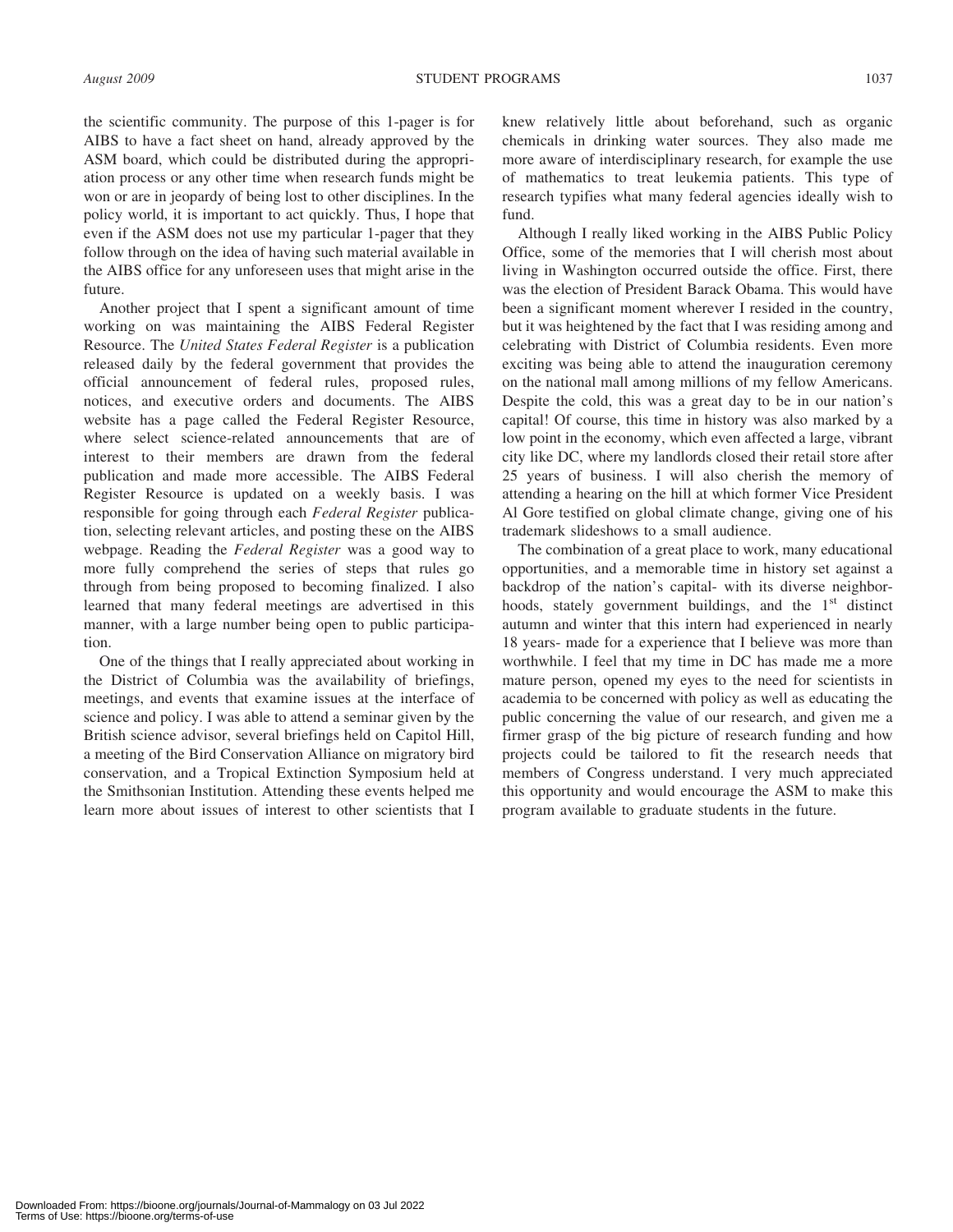the scientific community. The purpose of this 1-pager is for AIBS to have a fact sheet on hand, already approved by the ASM board, which could be distributed during the appropriation process or any other time when research funds might be won or are in jeopardy of being lost to other disciplines. In the policy world, it is important to act quickly. Thus, I hope that even if the ASM does not use my particular 1-pager that they follow through on the idea of having such material available in the AIBS office for any unforeseen uses that might arise in the future.

Another project that I spent a significant amount of time working on was maintaining the AIBS Federal Register Resource. The *United States Federal Register* is a publication released daily by the federal government that provides the official announcement of federal rules, proposed rules, notices, and executive orders and documents. The AIBS website has a page called the Federal Register Resource, where select science-related announcements that are of interest to their members are drawn from the federal publication and made more accessible. The AIBS Federal Register Resource is updated on a weekly basis. I was responsible for going through each *Federal Register* publication, selecting relevant articles, and posting these on the AIBS webpage. Reading the *Federal Register* was a good way to more fully comprehend the series of steps that rules go through from being proposed to becoming finalized. I also learned that many federal meetings are advertised in this manner, with a large number being open to public participation.

One of the things that I really appreciated about working in the District of Columbia was the availability of briefings, meetings, and events that examine issues at the interface of science and policy. I was able to attend a seminar given by the British science advisor, several briefings held on Capitol Hill, a meeting of the Bird Conservation Alliance on migratory bird conservation, and a Tropical Extinction Symposium held at the Smithsonian Institution. Attending these events helped me learn more about issues of interest to other scientists that I knew relatively little about beforehand, such as organic chemicals in drinking water sources. They also made me more aware of interdisciplinary research, for example the use of mathematics to treat leukemia patients. This type of research typifies what many federal agencies ideally wish to fund.

Although I really liked working in the AIBS Public Policy Office, some of the memories that I will cherish most about living in Washington occurred outside the office. First, there was the election of President Barack Obama. This would have been a significant moment wherever I resided in the country, but it was heightened by the fact that I was residing among and celebrating with District of Columbia residents. Even more exciting was being able to attend the inauguration ceremony on the national mall among millions of my fellow Americans. Despite the cold, this was a great day to be in our nation's capital! Of course, this time in history was also marked by a low point in the economy, which even affected a large, vibrant city like DC, where my landlords closed their retail store after 25 years of business. I will also cherish the memory of attending a hearing on the hill at which former Vice President Al Gore testified on global climate change, giving one of his trademark slideshows to a small audience.

The combination of a great place to work, many educational opportunities, and a memorable time in history set against a backdrop of the nation's capital- with its diverse neighborhoods, stately government buildings, and the 1st distinct autumn and winter that this intern had experienced in nearly 18 years- made for a experience that I believe was more than worthwhile. I feel that my time in DC has made me a more mature person, opened my eyes to the need for scientists in academia to be concerned with policy as well as educating the public concerning the value of our research, and given me a firmer grasp of the big picture of research funding and how projects could be tailored to fit the research needs that members of Congress understand. I very much appreciated this opportunity and would encourage the ASM to make this program available to graduate students in the future.